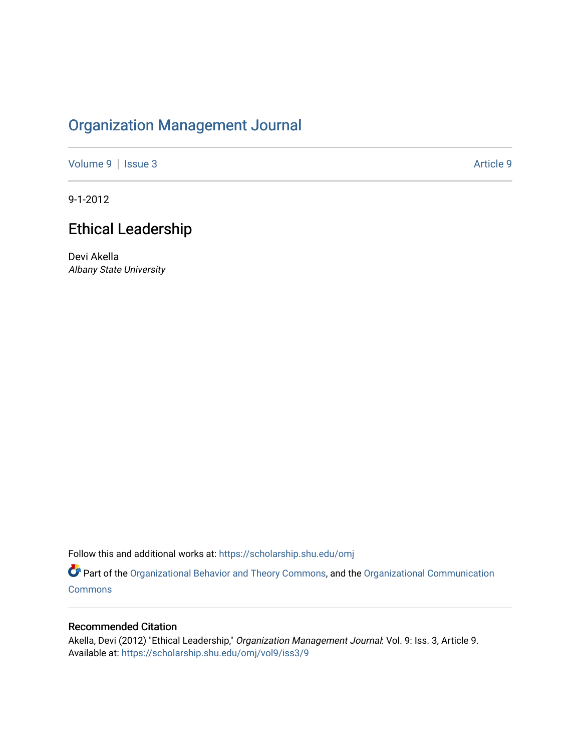# Organization Management Journal

Volume 9 | Issue 3 Article 9

9-1-2012

## Ethical Leadership

Devi Akella
*Albany State University*

Follow this and additional works at: https://scholarship.shu.edu/omj

Part of the Organizational Behavior and Theory Commons, and the Organizational Communication Commons

### Recommended Citation

Akella, Devi (2012) "Ethical Leadership," *Organization Management Journal*: Vol. 9: Iss. 3, Article 9.
Available at: https://scholarship.shu.edu/omj/vol9/iss3/9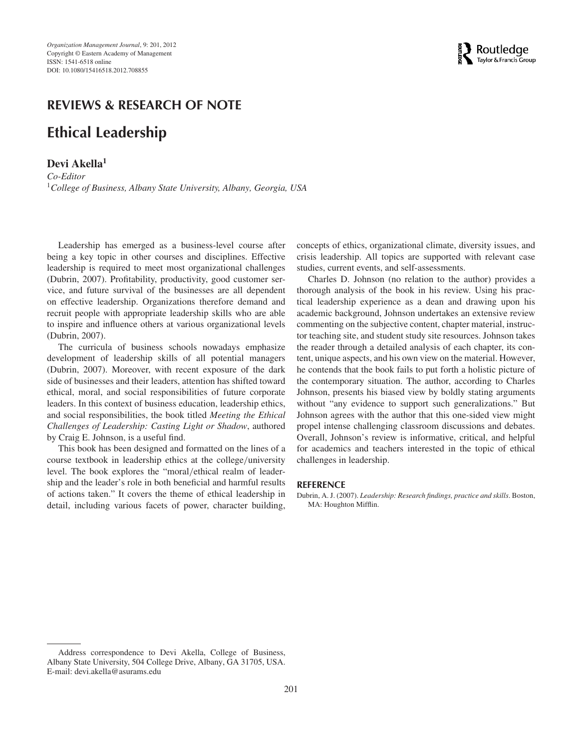## REVIEWS & RESEARCH OF NOTE

# Ethical Leadership

**Devi Akella**[1]

*Co-Editor*

[1]*College of Business, Albany State University, Albany, Georgia, USA*

Leadership has emerged as a business-level course after being a key topic in other courses and disciplines. Effective leadership is required to meet most organizational challenges (Dubrin, 2007). Profitability, productivity, good customer service, and future survival of the businesses are all dependent on effective leadership. Organizations therefore demand and recruit people with appropriate leadership skills who are able to inspire and influence others at various organizational levels (Dubrin, 2007).

The curricula of business schools nowadays emphasize development of leadership skills of all potential managers (Dubrin, 2007). Moreover, with recent exposure of the dark side of businesses and their leaders, attention has shifted toward ethical, moral, and social responsibilities of future corporate leaders. In this context of business education, leadership ethics, and social responsibilities, the book titled *Meeting the Ethical Challenges of Leadership: Casting Light or Shadow*, authored by Craig E. Johnson, is a useful find.

This book has been designed and formatted on the lines of a course textbook in leadership ethics at the college/university level. The book explores the "moral/ethical realm of leadership and the leader's role in both beneficial and harmful results of actions taken." It covers the theme of ethical leadership in detail, including various facets of power, character building, concepts of ethics, organizational climate, diversity issues, and crisis leadership. All topics are supported with relevant case studies, current events, and self-assessments.

Charles D. Johnson (no relation to the author) provides a thorough analysis of the book in his review. Using his practical leadership experience as a dean and drawing upon his academic background, Johnson undertakes an extensive review commenting on the subjective content, chapter material, instructor teaching site, and student study site resources. Johnson takes the reader through a detailed analysis of each chapter, its content, unique aspects, and his own view on the material. However, he contends that the book fails to put forth a holistic picture of the contemporary situation. The author, according to Charles Johnson, presents his biased view by boldly stating arguments without "any evidence to support such generalizations." But Johnson agrees with the author that this one-sided view might propel intense challenging classroom discussions and debates. Overall, Johnson's review is informative, critical, and helpful for academics and teachers interested in the topic of ethical challenges in leadership.

## REFERENCE

Dubrin, A. J. (2007). *Leadership: Research findings, practice and skills*. Boston, MA: Houghton Mifflin.

Address correspondence to Devi Akella, College of Business, Albany State University, 504 College Drive, Albany, GA 31705, USA. E-mail: devi.akella@asurams.edu